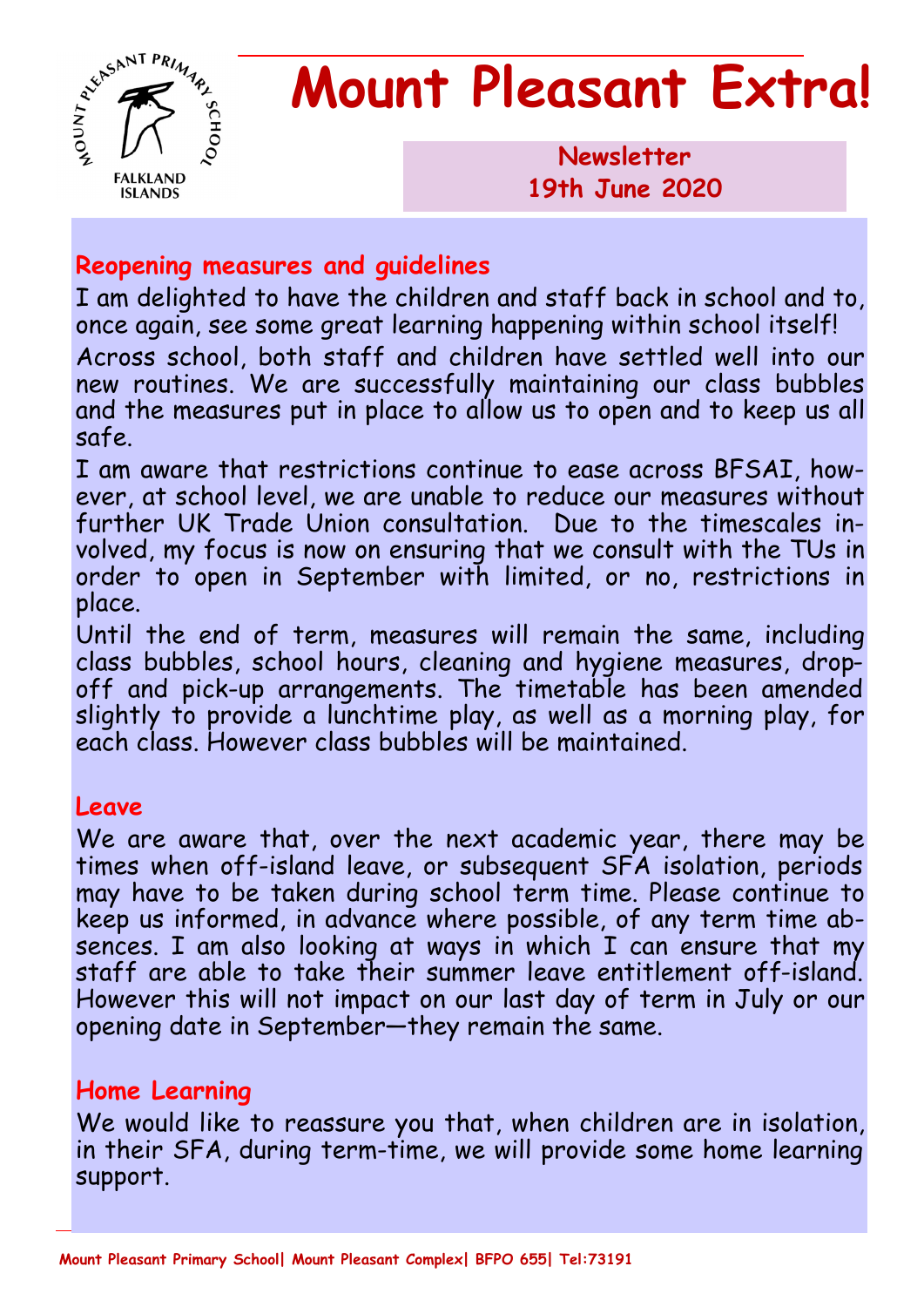# Mount Pleasant Extra!

**Newsletter**
**19th June 2020**

## Reopening measures and guidelines

I am delighted to have the children and staff back in school and to, once again, see some great learning happening within school itself!

Across school, both staff and children have settled well into our new routines. We are successfully maintaining our class bubbles and the measures put in place to allow us to open and to keep us all safe.

I am aware that restrictions continue to ease across BFSAI, however, at school level, we are unable to reduce our measures without further UK Trade Union consultation. Due to the timescales involved, my focus is now on ensuring that we consult with the TUs in order to open in September with limited, or no, restrictions in place.

Until the end of term, measures will remain the same, including class bubbles, school hours, cleaning and hygiene measures, drop-off and pick-up arrangements. The timetable has been amended slightly to provide a lunchtime play, as well as a morning play, for each class. However class bubbles will be maintained.

## Leave

We are aware that, over the next academic year, there may be times when off-island leave, or subsequent SFA isolation, periods may have to be taken during school term time. Please continue to keep us informed, in advance where possible, of any term time absences. I am also looking at ways in which I can ensure that my staff are able to take their summer leave entitlement off-island. However this will not impact on our last day of term in July or our opening date in September—they remain the same.

## Home Learning

We would like to reassure you that, when children are in isolation, in their SFA, during term-time, we will provide some home learning support.

Mount Pleasant Primary School| Mount Pleasant Complex| BFPO 655| Tel:73191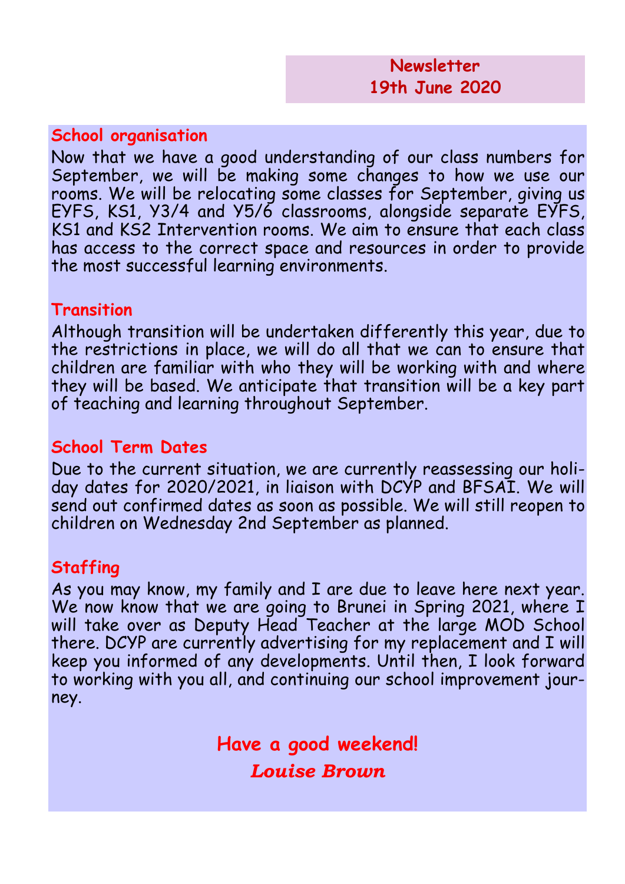**Newsletter**
**19th June 2020**

## School organisation

Now that we have a good understanding of our class numbers for September, we will be making some changes to how we use our rooms. We will be relocating some classes for September, giving us EYFS, KS1, Y3/4 and Y5/6 classrooms, alongside separate EYFS, KS1 and KS2 Intervention rooms. We aim to ensure that each class has access to the correct space and resources in order to provide the most successful learning environments.

## Transition

Although transition will be undertaken differently this year, due to the restrictions in place, we will do all that we can to ensure that children are familiar with who they will be working with and where they will be based. We anticipate that transition will be a key part of teaching and learning throughout September.

## School Term Dates

Due to the current situation, we are currently reassessing our holiday dates for 2020/2021, in liaison with DCYP and BFSAI. We will send out confirmed dates as soon as possible. We will still reopen to children on Wednesday 2nd September as planned.

## Staffing

As you may know, my family and I are due to leave here next year. We now know that we are going to Brunei in Spring 2021, where I will take over as Deputy Head Teacher at the large MOD School there. DCYP are currently advertising for my replacement and I will keep you informed of any developments. Until then, I look forward to working with you all, and continuing our school improvement journey.

**Have a good weekend!**

***Louise Brown***